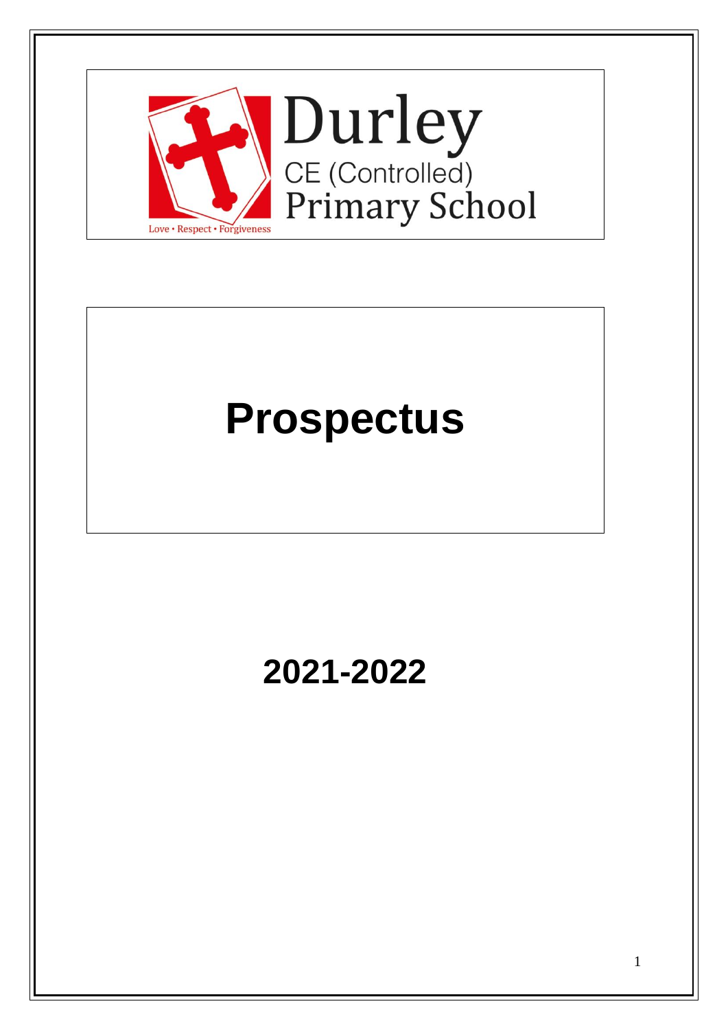Durley

CE (Controlled)

Primary School

Love • Respect • Forgiveness

# Prospectus

## 2021-2022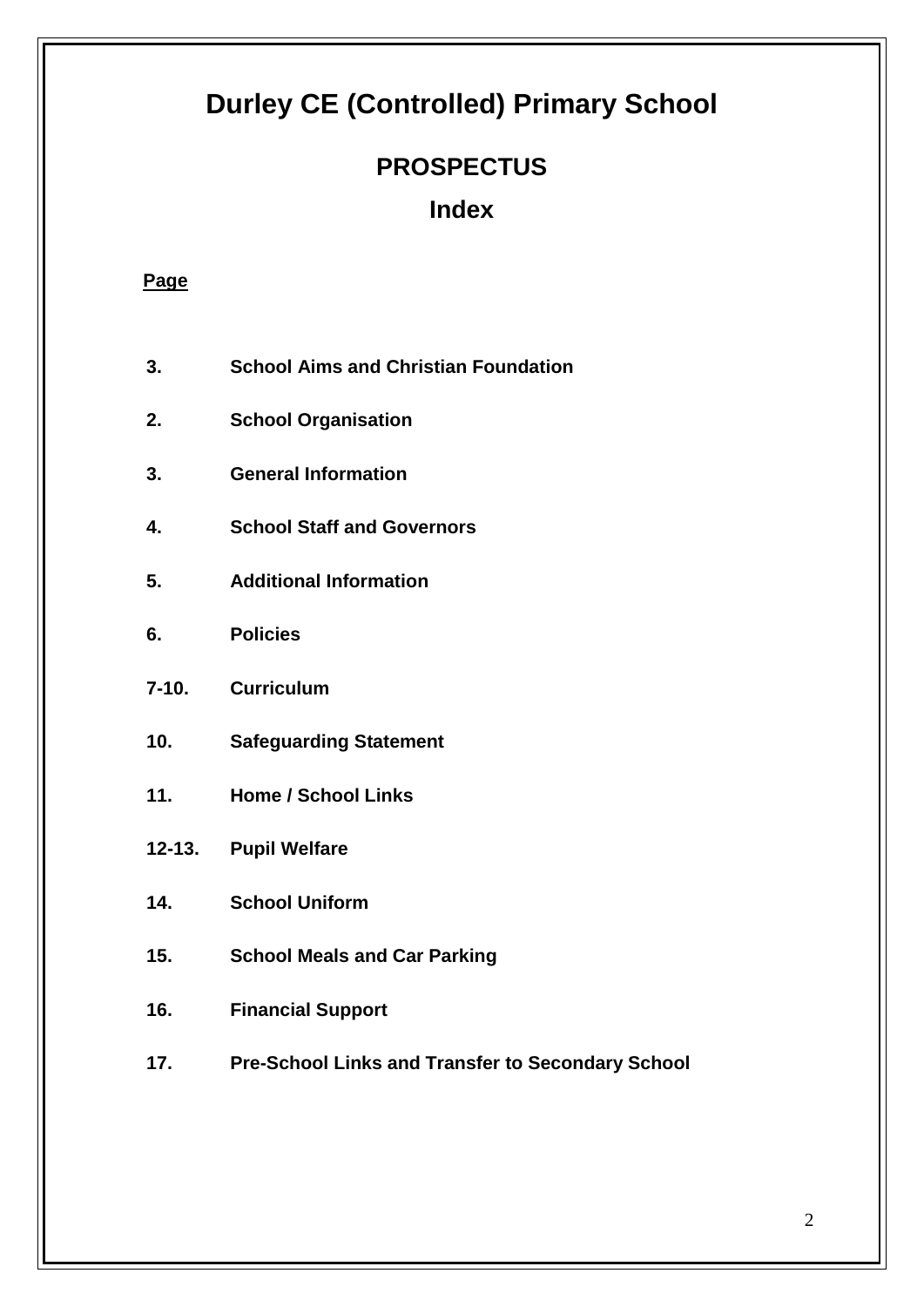# Durley CE (Controlled) Primary School

## PROSPECTUS

## Index

**Page**

| | |
|---|---|
| **3.** | **School Aims and Christian Foundation** |
| **2.** | **School Organisation** |
| **3.** | **General Information** |
| **4.** | **School Staff and Governors** |
| **5.** | **Additional Information** |
| **6.** | **Policies** |
| **7-10.** | **Curriculum** |
| **10.** | **Safeguarding Statement** |
| **11.** | **Home / School Links** |
| **12-13.** | **Pupil Welfare** |
| **14.** | **School Uniform** |
| **15.** | **School Meals and Car Parking** |
| **16.** | **Financial Support** |
| **17.** | **Pre-School Links and Transfer to Secondary School** |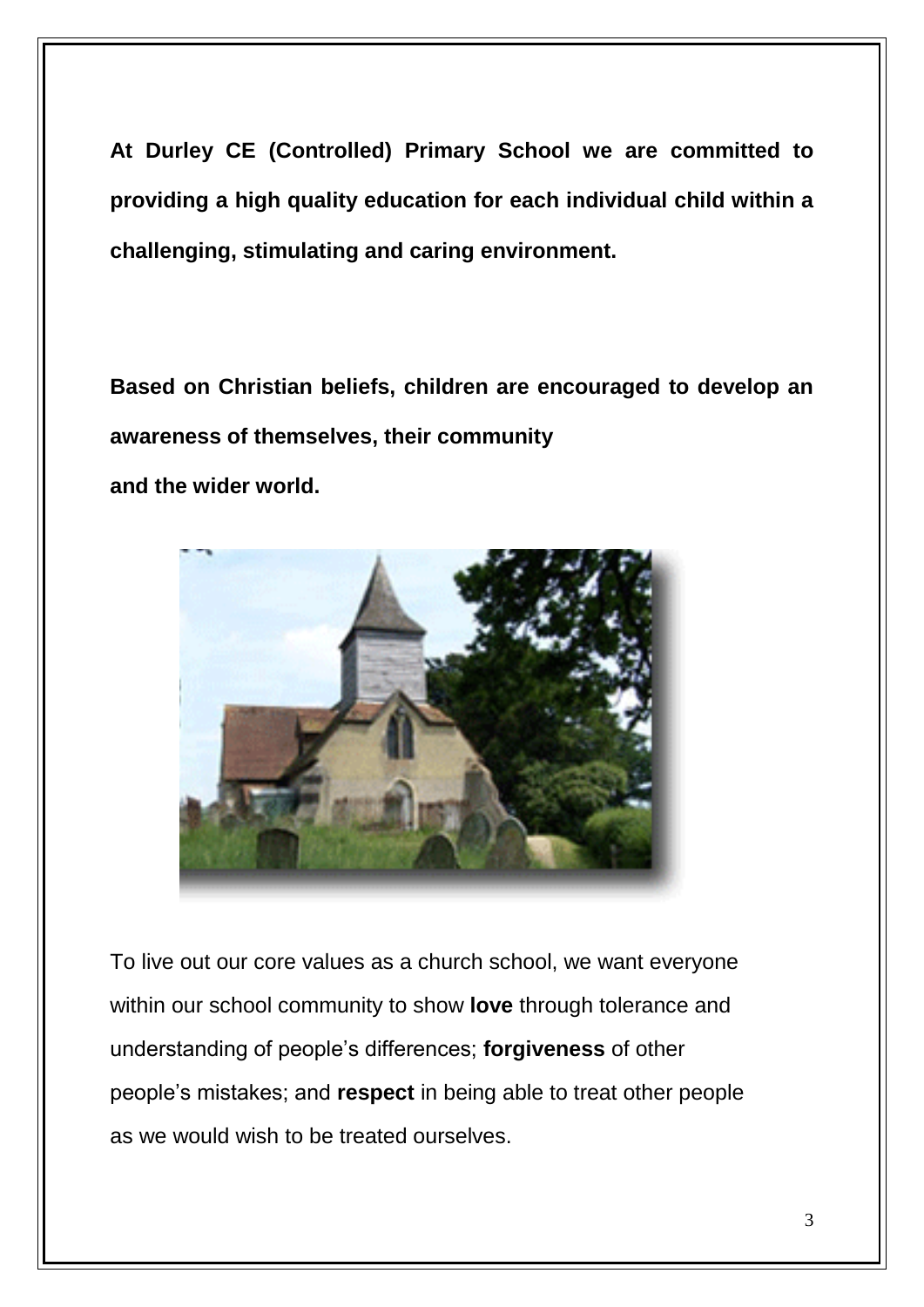**At Durley CE (Controlled) Primary School we are committed to providing a high quality education for each individual child within a challenging, stimulating and caring environment.**

**Based on Christian beliefs, children are encouraged to develop an awareness of themselves, their community and the wider world.**

To live out our core values as a church school, we want everyone within our school community to show **love** through tolerance and understanding of people's differences; **forgiveness** of other people's mistakes; and **respect** in being able to treat other people as we would wish to be treated ourselves.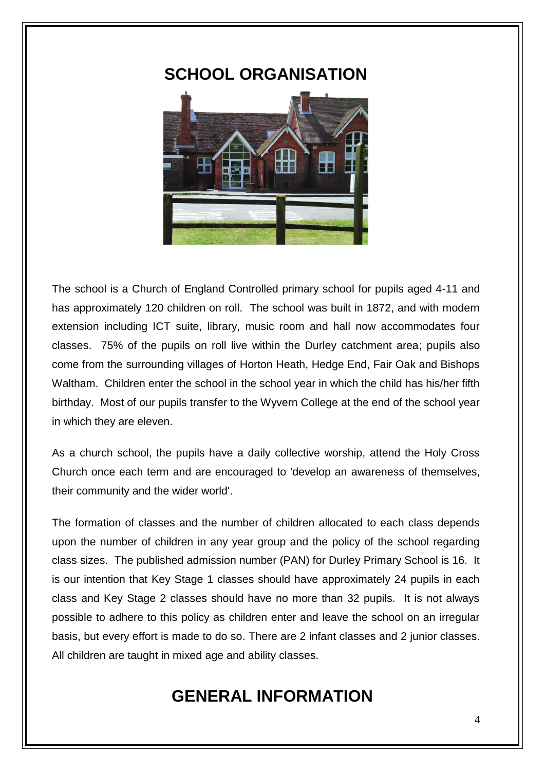## SCHOOL ORGANISATION

The school is a Church of England Controlled primary school for pupils aged 4-11 and has approximately 120 children on roll. The school was built in 1872, and with modern extension including ICT suite, library, music room and hall now accommodates four classes. 75% of the pupils on roll live within the Durley catchment area; pupils also come from the surrounding villages of Horton Heath, Hedge End, Fair Oak and Bishops Waltham. Children enter the school in the school year in which the child has his/her fifth birthday. Most of our pupils transfer to the Wyvern College at the end of the school year in which they are eleven.

As a church school, the pupils have a daily collective worship, attend the Holy Cross Church once each term and are encouraged to 'develop an awareness of themselves, their community and the wider world'.

The formation of classes and the number of children allocated to each class depends upon the number of children in any year group and the policy of the school regarding class sizes. The published admission number (PAN) for Durley Primary School is 16. It is our intention that Key Stage 1 classes should have approximately 24 pupils in each class and Key Stage 2 classes should have no more than 32 pupils. It is not always possible to adhere to this policy as children enter and leave the school on an irregular basis, but every effort is made to do so. There are 2 infant classes and 2 junior classes. All children are taught in mixed age and ability classes.

## GENERAL INFORMATION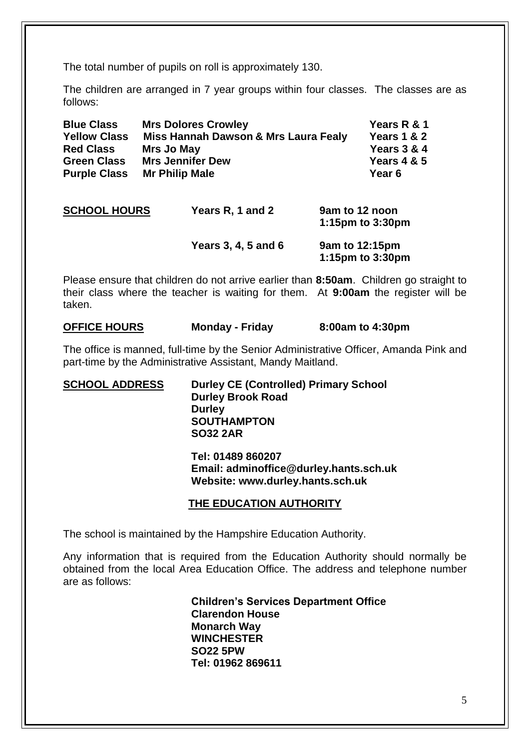The total number of pupils on roll is approximately 130.

The children are arranged in 7 year groups within four classes. The classes are as follows:

| | | |
|---|---|---|
| **Blue Class** | **Mrs Dolores Crowley** | **Years R & 1** |
| **Yellow Class** | **Miss Hannah Dawson & Mrs Laura Fealy** | **Years 1 & 2** |
| **Red Class** | **Mrs Jo May** | **Years 3 & 4** |
| **Green Class** | **Mrs Jennifer Dew** | **Years 4 & 5** |
| **Purple Class** | **Mr Philip Male** | **Year 6** |

| | | |
|---|---|---|
| **SCHOOL HOURS** | **Years R, 1 and 2** | **9am to 12 noon**<br>**1:15pm to 3:30pm** |
| | **Years 3, 4, 5 and 6** | **9am to 12:15pm**<br>**1:15pm to 3:30pm** |

Please ensure that children do not arrive earlier than **8:50am**. Children go straight to their class where the teacher is waiting for them. At **9:00am** the register will be taken.

**OFFICE HOURS** **Monday - Friday** **8:00am to 4:30pm**

The office is manned, full-time by the Senior Administrative Officer, Amanda Pink and part-time by the Administrative Assistant, Mandy Maitland.

**SCHOOL ADDRESS**

**Durley CE (Controlled) Primary School**
**Durley Brook Road**
**Durley**
**SOUTHAMPTON**
**SO32 2AR**

**Tel: 01489 860207**
**Email: adminoffice@durley.hants.sch.uk**
**Website: www.durley.hants.sch.uk**

## THE EDUCATION AUTHORITY

The school is maintained by the Hampshire Education Authority.

Any information that is required from the Education Authority should normally be obtained from the local Area Education Office. The address and telephone number are as follows:

**Children's Services Department Office**
**Clarendon House**
**Monarch Way**
**WINCHESTER**
**SO22 5PW**
**Tel: 01962 869611**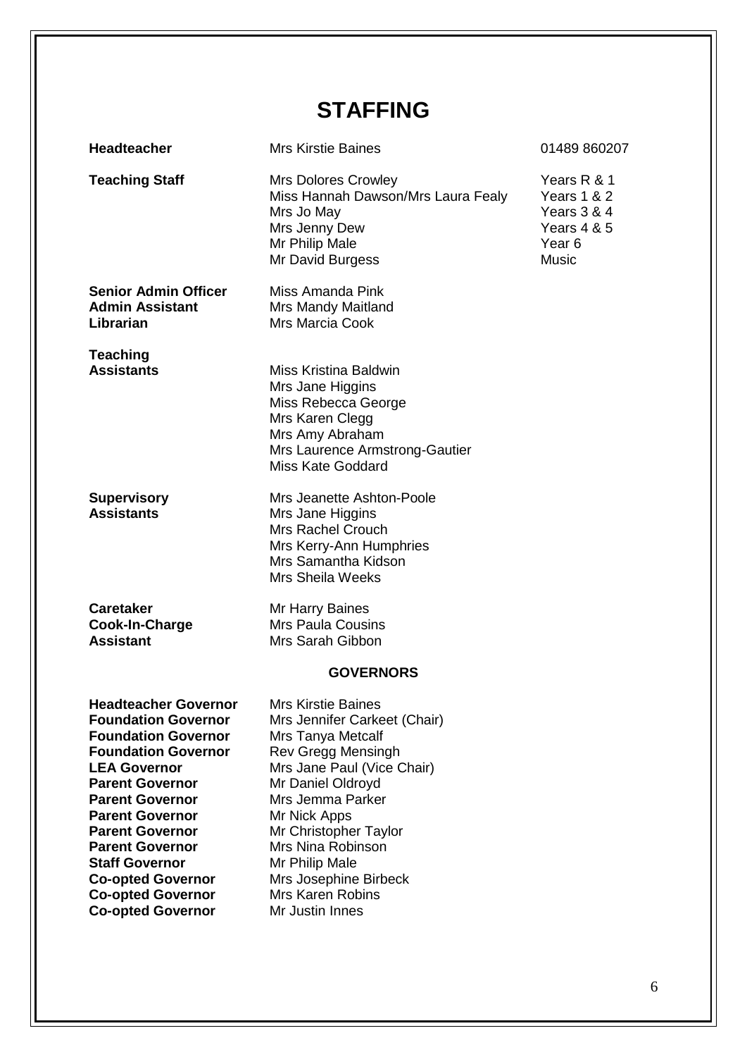# STAFFING

| | | |
|---|---|---|
| **Headteacher** | Mrs Kirstie Baines | 01489 860207 |
| **Teaching Staff** | Mrs Dolores Crowley | Years R & 1 |
| | Miss Hannah Dawson/Mrs Laura Fealy | Years 1 & 2 |
| | Mrs Jo May | Years 3 & 4 |
| | Mrs Jenny Dew | Years 4 & 5 |
| | Mr Philip Male | Year 6 |
| | Mr David Burgess | Music |
| **Senior Admin Officer** | Miss Amanda Pink | |
| **Admin Assistant** | Mrs Mandy Maitland | |
| **Librarian** | Mrs Marcia Cook | |
| **Teaching Assistants** | Miss Kristina Baldwin | |
| | Mrs Jane Higgins | |
| | Miss Rebecca George | |
| | Mrs Karen Clegg | |
| | Mrs Amy Abraham | |
| | Mrs Laurence Armstrong-Gautier | |
| | Miss Kate Goddard | |
| **Supervisory Assistants** | Mrs Jeanette Ashton-Poole | |
| | Mrs Jane Higgins | |
| | Mrs Rachel Crouch | |
| | Mrs Kerry-Ann Humphries | |
| | Mrs Samantha Kidson | |
| | Mrs Sheila Weeks | |
| **Caretaker** | Mr Harry Baines | |
| **Cook-In-Charge** | Mrs Paula Cousins | |
| **Assistant** | Mrs Sarah Gibbon | |

## GOVERNORS

| | |
|---|---|
| **Headteacher Governor** | Mrs Kirstie Baines |
| **Foundation Governor** | Mrs Jennifer Carkeet (Chair) |
| **Foundation Governor** | Mrs Tanya Metcalf |
| **Foundation Governor** | Rev Gregg Mensingh |
| **LEA Governor** | Mrs Jane Paul (Vice Chair) |
| **Parent Governor** | Mr Daniel Oldroyd |
| **Parent Governor** | Mrs Jemma Parker |
| **Parent Governor** | Mr Nick Apps |
| **Parent Governor** | Mr Christopher Taylor |
| **Parent Governor** | Mrs Nina Robinson |
| **Staff Governor** | Mr Philip Male |
| **Co-opted Governor** | Mrs Josephine Birbeck |
| **Co-opted Governor** | Mrs Karen Robins |
| **Co-opted Governor** | Mr Justin Innes |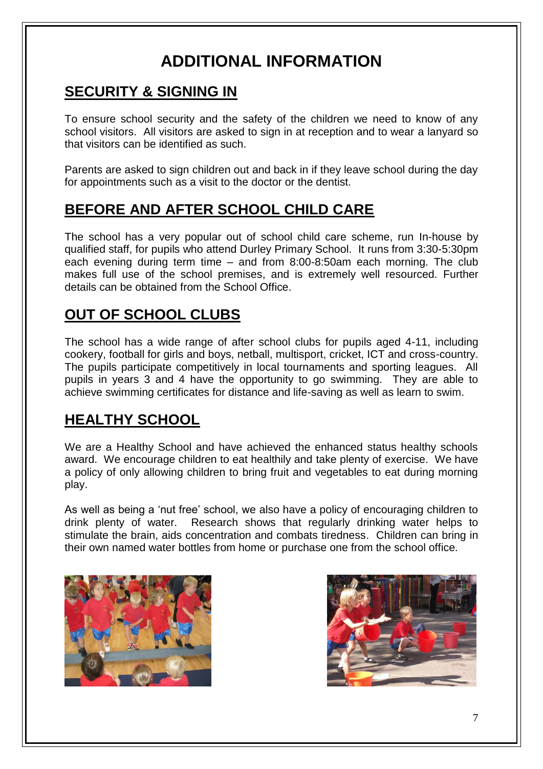# ADDITIONAL INFORMATION

## SECURITY & SIGNING IN

To ensure school security and the safety of the children we need to know of any school visitors. All visitors are asked to sign in at reception and to wear a lanyard so that visitors can be identified as such.

Parents are asked to sign children out and back in if they leave school during the day for appointments such as a visit to the doctor or the dentist.

## BEFORE AND AFTER SCHOOL CHILD CARE

The school has a very popular out of school child care scheme, run In-house by qualified staff, for pupils who attend Durley Primary School. It runs from 3:30-5:30pm each evening during term time – and from 8:00-8:50am each morning. The club makes full use of the school premises, and is extremely well resourced. Further details can be obtained from the School Office.

## OUT OF SCHOOL CLUBS

The school has a wide range of after school clubs for pupils aged 4-11, including cookery, football for girls and boys, netball, multisport, cricket, ICT and cross-country. The pupils participate competitively in local tournaments and sporting leagues. All pupils in years 3 and 4 have the opportunity to go swimming. They are able to achieve swimming certificates for distance and life-saving as well as learn to swim.

## HEALTHY SCHOOL

We are a Healthy School and have achieved the enhanced status healthy schools award. We encourage children to eat healthily and take plenty of exercise. We have a policy of only allowing children to bring fruit and vegetables to eat during morning play.

As well as being a 'nut free' school, we also have a policy of encouraging children to drink plenty of water. Research shows that regularly drinking water helps to stimulate the brain, aids concentration and combats tiredness. Children can bring in their own named water bottles from home or purchase one from the school office.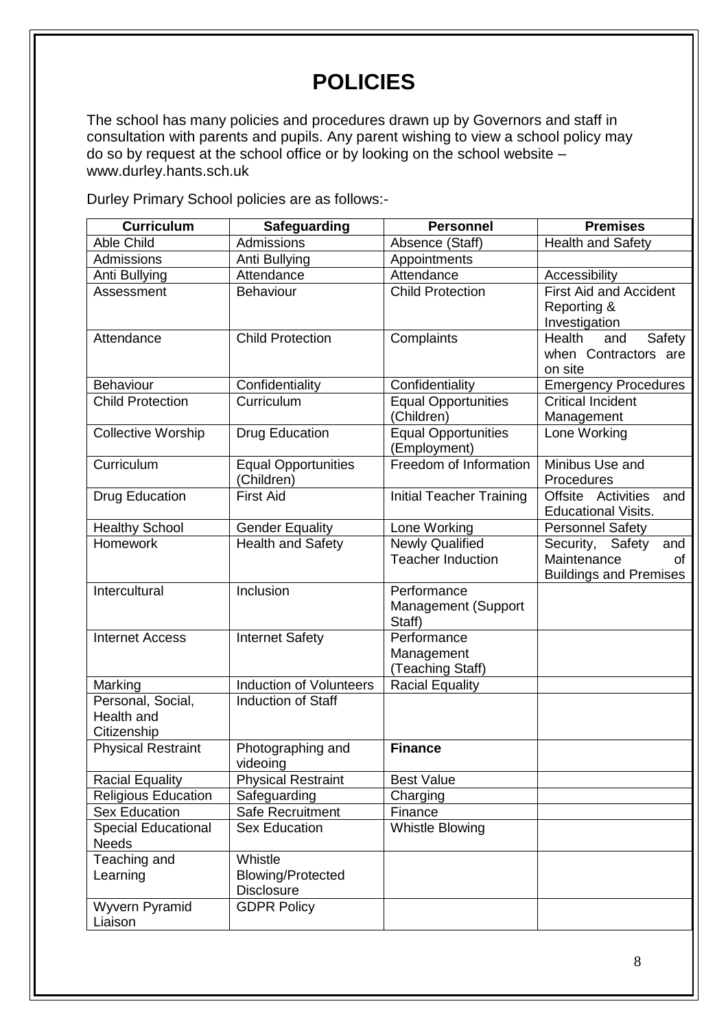# POLICIES

The school has many policies and procedures drawn up by Governors and staff in consultation with parents and pupils. Any parent wishing to view a school policy may do so by request at the school office or by looking on the school website – www.durley.hants.sch.uk

Durley Primary School policies are as follows:-

| Curriculum | Safeguarding | Personnel | Premises |
|---|---|---|---|
| Able Child | Admissions | Absence (Staff) | Health and Safety |
| Admissions | Anti Bullying | Appointments | |
| Anti Bullying | Attendance | Attendance | Accessibility |
| Assessment | Behaviour | Child Protection | First Aid and Accident Reporting & Investigation |
| Attendance | Child Protection | Complaints | Health and Safety when Contractors are on site |
| Behaviour | Confidentiality | Confidentiality | Emergency Procedures |
| Child Protection | Curriculum | Equal Opportunities (Children) | Critical Incident Management |
| Collective Worship | Drug Education | Equal Opportunities (Employment) | Lone Working |
| Curriculum | Equal Opportunities (Children) | Freedom of Information | Minibus Use and Procedures |
| Drug Education | First Aid | Initial Teacher Training | Offsite Activities and Educational Visits. |
| Healthy School | Gender Equality | Lone Working | Personnel Safety |
| Homework | Health and Safety | Newly Qualified Teacher Induction | Security, Safety and Maintenance of Buildings and Premises |
| Intercultural | Inclusion | Performance Management (Support Staff) | |
| Internet Access | Internet Safety | Performance Management (Teaching Staff) | |
| Marking | Induction of Volunteers | Racial Equality | |
| Personal, Social, Health and Citizenship | Induction of Staff | | |
| Physical Restraint | Photographing and videoing | **Finance** | |
| Racial Equality | Physical Restraint | Best Value | |
| Religious Education | Safeguarding | Charging | |
| Sex Education | Safe Recruitment | Finance | |
| Special Educational Needs | Sex Education | Whistle Blowing | |
| Teaching and Learning | Whistle Blowing/Protected Disclosure | | |
| Wyvern Pyramid Liaison | GDPR Policy | | |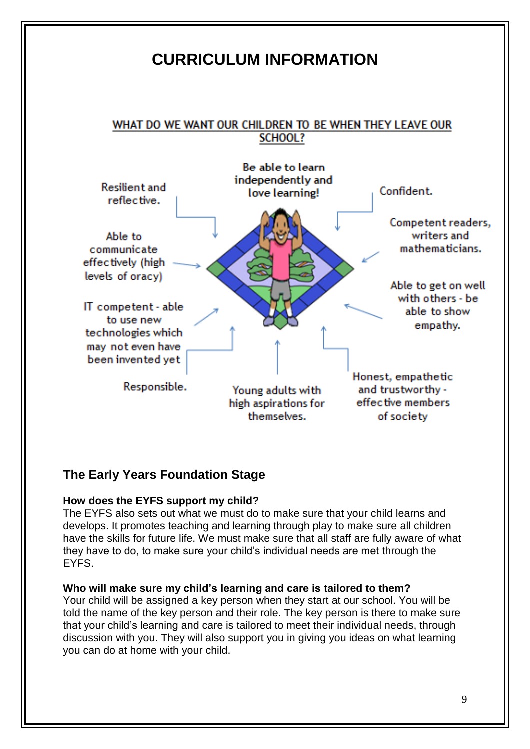# CURRICULUM INFORMATION

## WHAT DO WE WANT OUR CHILDREN TO BE WHEN THEY LEAVE OUR SCHOOL?

- Be able to learn independently and love learning!
- Resilient and reflective.
- Confident.
- Competent readers, writers and mathematicians.
- Able to communicate effectively (high levels of oracy)
- Able to get on well with others - be able to show empathy.
- IT competent - able to use new technologies which may not even have been invented yet
- Responsible.
- Young adults with high aspirations for themselves.
- Honest, empathetic and trustworthy - effective members of society

## The Early Years Foundation Stage

**How does the EYFS support my child?**
The EYFS also sets out what we must do to make sure that your child learns and develops. It promotes teaching and learning through play to make sure all children have the skills for future life. We must make sure that all staff are fully aware of what they have to do, to make sure your child's individual needs are met through the EYFS.

**Who will make sure my child's learning and care is tailored to them?**
Your child will be assigned a key person when they start at our school. You will be told the name of the key person and their role. The key person is there to make sure that your child's learning and care is tailored to meet their individual needs, through discussion with you. They will also support you in giving you ideas on what learning you can do at home with your child.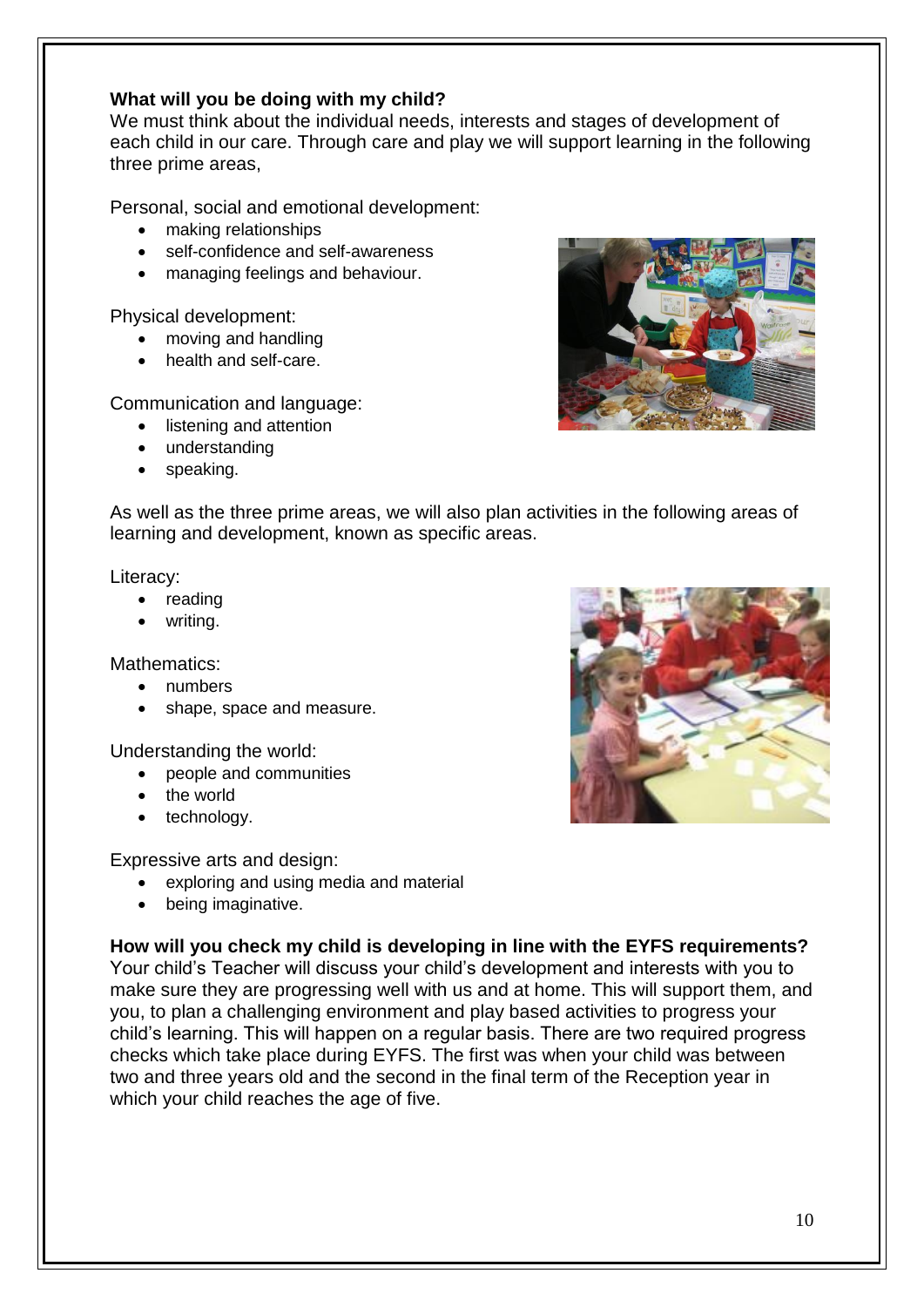**What will you be doing with my child?**

We must think about the individual needs, interests and stages of development of each child in our care. Through care and play we will support learning in the following three prime areas,

Personal, social and emotional development:

- making relationships
- self-confidence and self-awareness
- managing feelings and behaviour.

Physical development:

- moving and handling
- health and self-care.

Communication and language:

- listening and attention
- understanding
- speaking.

As well as the three prime areas, we will also plan activities in the following areas of learning and development, known as specific areas.

Literacy:

- reading
- writing.

Mathematics:

- numbers
- shape, space and measure.

Understanding the world:

- people and communities
- the world
- technology.

Expressive arts and design:

- exploring and using media and material
- being imaginative.

**How will you check my child is developing in line with the EYFS requirements?**

Your child's Teacher will discuss your child's development and interests with you to make sure they are progressing well with us and at home. This will support them, and you, to plan a challenging environment and play based activities to progress your child's learning. This will happen on a regular basis. There are two required progress checks which take place during EYFS. The first was when your child was between two and three years old and the second in the final term of the Reception year in which your child reaches the age of five.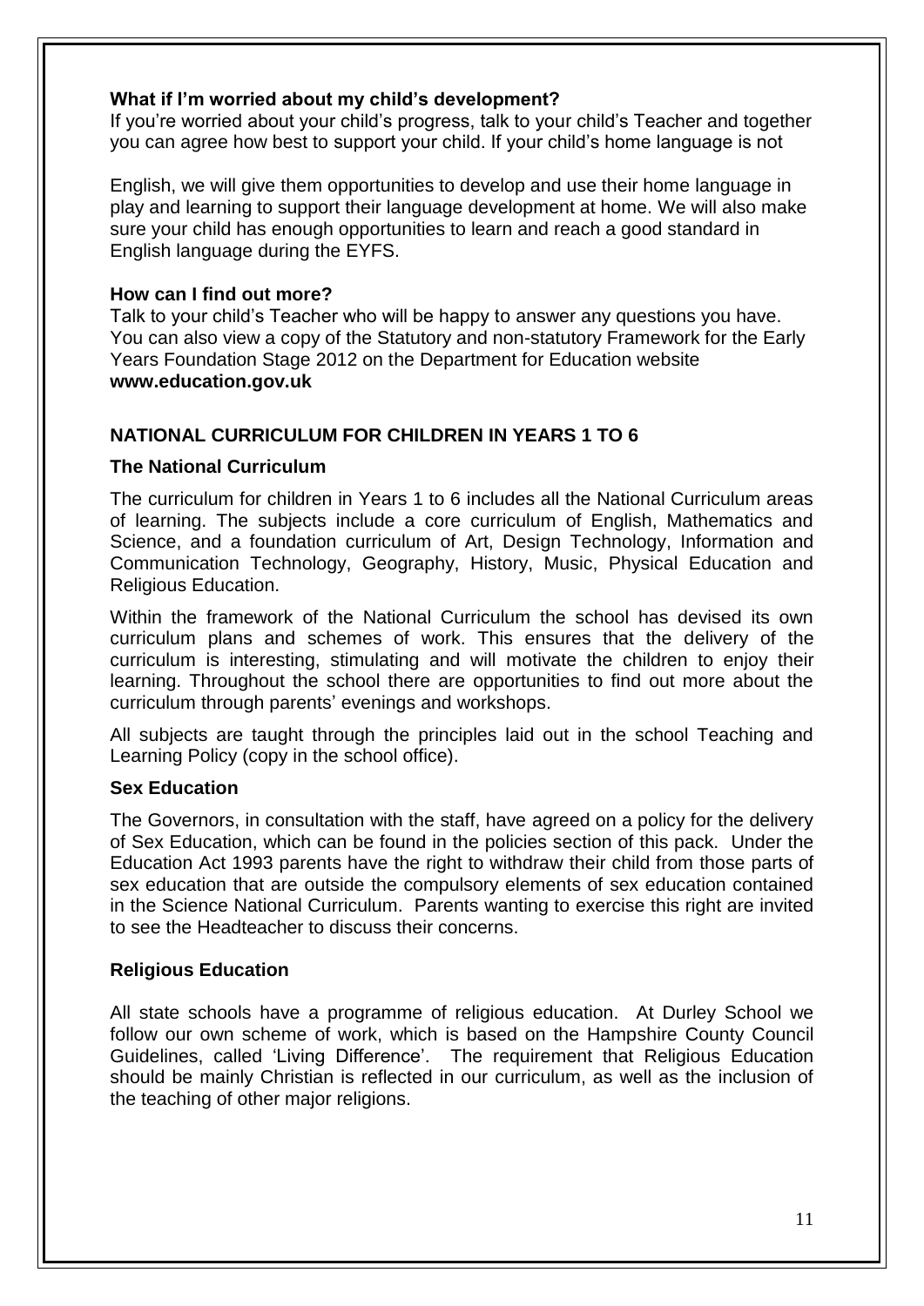**What if I'm worried about my child's development?**

If you're worried about your child's progress, talk to your child's Teacher and together you can agree how best to support your child. If your child's home language is not

English, we will give them opportunities to develop and use their home language in play and learning to support their language development at home. We will also make sure your child has enough opportunities to learn and reach a good standard in English language during the EYFS.

**How can I find out more?**

Talk to your child's Teacher who will be happy to answer any questions you have. You can also view a copy of the Statutory and non-statutory Framework for the Early Years Foundation Stage 2012 on the Department for Education website **www.education.gov.uk**

## NATIONAL CURRICULUM FOR CHILDREN IN YEARS 1 TO 6

### The National Curriculum

The curriculum for children in Years 1 to 6 includes all the National Curriculum areas of learning. The subjects include a core curriculum of English, Mathematics and Science, and a foundation curriculum of Art, Design Technology, Information and Communication Technology, Geography, History, Music, Physical Education and Religious Education.

Within the framework of the National Curriculum the school has devised its own curriculum plans and schemes of work. This ensures that the delivery of the curriculum is interesting, stimulating and will motivate the children to enjoy their learning. Throughout the school there are opportunities to find out more about the curriculum through parents' evenings and workshops.

All subjects are taught through the principles laid out in the school Teaching and Learning Policy (copy in the school office).

### Sex Education

The Governors, in consultation with the staff, have agreed on a policy for the delivery of Sex Education, which can be found in the policies section of this pack. Under the Education Act 1993 parents have the right to withdraw their child from those parts of sex education that are outside the compulsory elements of sex education contained in the Science National Curriculum. Parents wanting to exercise this right are invited to see the Headteacher to discuss their concerns.

### Religious Education

All state schools have a programme of religious education. At Durley School we follow our own scheme of work, which is based on the Hampshire County Council Guidelines, called 'Living Difference'. The requirement that Religious Education should be mainly Christian is reflected in our curriculum, as well as the inclusion of the teaching of other major religions.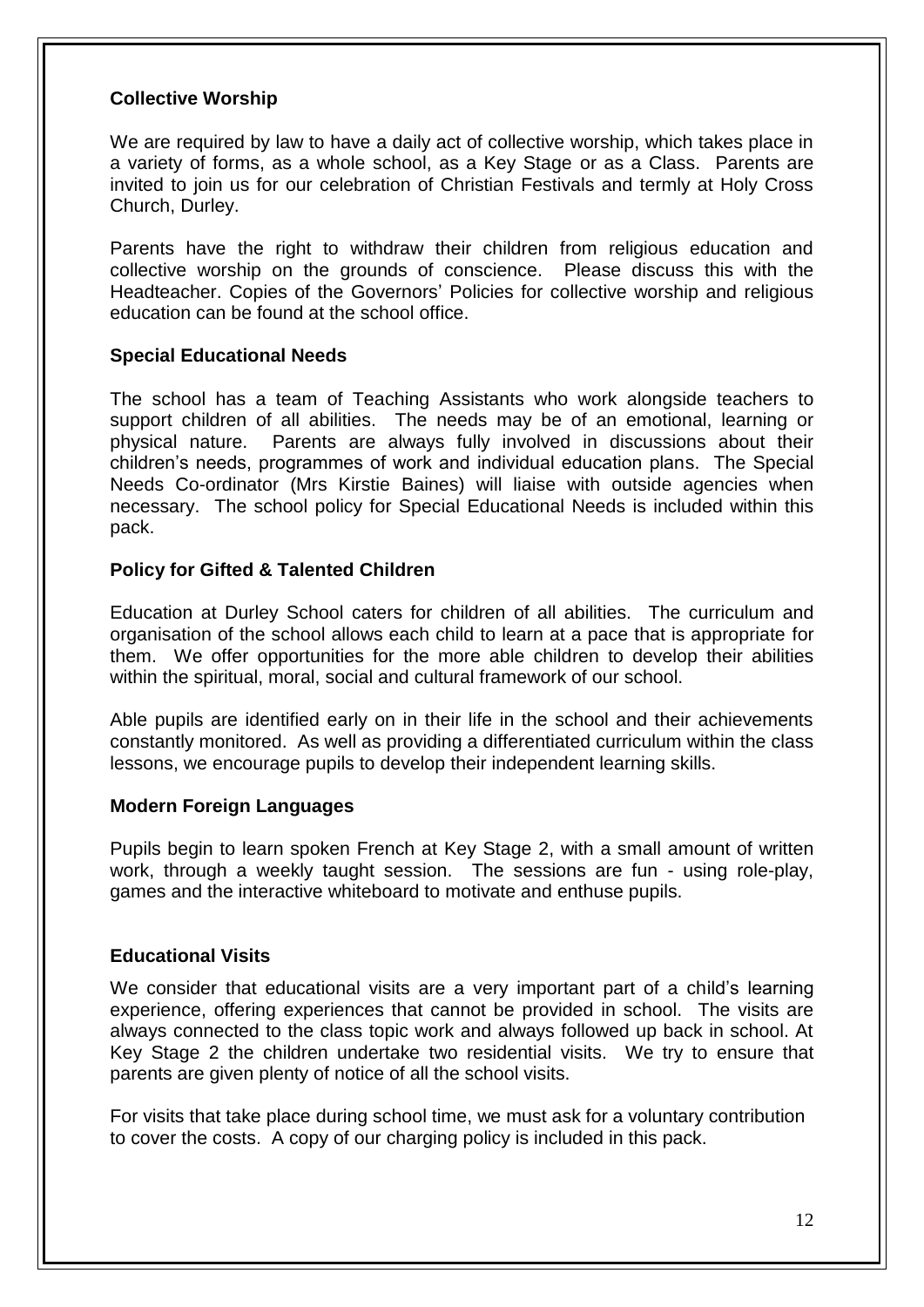**Collective Worship**

We are required by law to have a daily act of collective worship, which takes place in a variety of forms, as a whole school, as a Key Stage or as a Class. Parents are invited to join us for our celebration of Christian Festivals and termly at Holy Cross Church, Durley.

Parents have the right to withdraw their children from religious education and collective worship on the grounds of conscience. Please discuss this with the Headteacher. Copies of the Governors' Policies for collective worship and religious education can be found at the school office.

**Special Educational Needs**

The school has a team of Teaching Assistants who work alongside teachers to support children of all abilities. The needs may be of an emotional, learning or physical nature. Parents are always fully involved in discussions about their children's needs, programmes of work and individual education plans. The Special Needs Co-ordinator (Mrs Kirstie Baines) will liaise with outside agencies when necessary. The school policy for Special Educational Needs is included within this pack.

**Policy for Gifted & Talented Children**

Education at Durley School caters for children of all abilities. The curriculum and organisation of the school allows each child to learn at a pace that is appropriate for them. We offer opportunities for the more able children to develop their abilities within the spiritual, moral, social and cultural framework of our school.

Able pupils are identified early on in their life in the school and their achievements constantly monitored. As well as providing a differentiated curriculum within the class lessons, we encourage pupils to develop their independent learning skills.

**Modern Foreign Languages**

Pupils begin to learn spoken French at Key Stage 2, with a small amount of written work, through a weekly taught session. The sessions are fun - using role-play, games and the interactive whiteboard to motivate and enthuse pupils.

**Educational Visits**

We consider that educational visits are a very important part of a child's learning experience, offering experiences that cannot be provided in school. The visits are always connected to the class topic work and always followed up back in school. At Key Stage 2 the children undertake two residential visits. We try to ensure that parents are given plenty of notice of all the school visits.

For visits that take place during school time, we must ask for a voluntary contribution to cover the costs. A copy of our charging policy is included in this pack.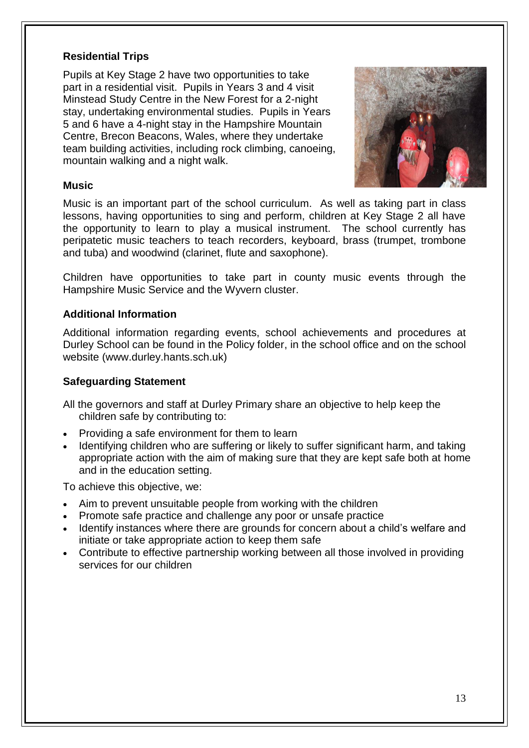### Residential Trips

Pupils at Key Stage 2 have two opportunities to take part in a residential visit. Pupils in Years 3 and 4 visit Minstead Study Centre in the New Forest for a 2-night stay, undertaking environmental studies. Pupils in Years 5 and 6 have a 4-night stay in the Hampshire Mountain Centre, Brecon Beacons, Wales, where they undertake team building activities, including rock climbing, canoeing, mountain walking and a night walk.

### Music

Music is an important part of the school curriculum. As well as taking part in class lessons, having opportunities to sing and perform, children at Key Stage 2 all have the opportunity to learn to play a musical instrument. The school currently has peripatetic music teachers to teach recorders, keyboard, brass (trumpet, trombone and tuba) and woodwind (clarinet, flute and saxophone).

Children have opportunities to take part in county music events through the Hampshire Music Service and the Wyvern cluster.

### Additional Information

Additional information regarding events, school achievements and procedures at Durley School can be found in the Policy folder, in the school office and on the school website (www.durley.hants.sch.uk)

### Safeguarding Statement

All the governors and staff at Durley Primary share an objective to help keep the children safe by contributing to:

- Providing a safe environment for them to learn
- Identifying children who are suffering or likely to suffer significant harm, and taking appropriate action with the aim of making sure that they are kept safe both at home and in the education setting.

To achieve this objective, we:

- Aim to prevent unsuitable people from working with the children
- Promote safe practice and challenge any poor or unsafe practice
- Identify instances where there are grounds for concern about a child's welfare and initiate or take appropriate action to keep them safe
- Contribute to effective partnership working between all those involved in providing services for our children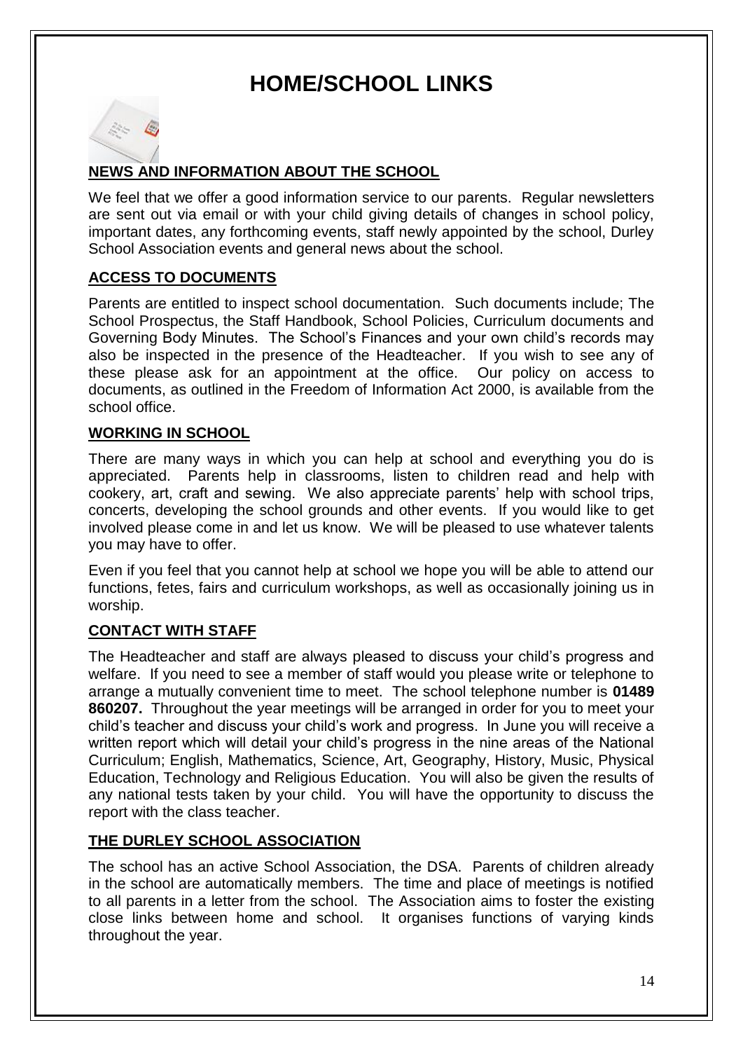# HOME/SCHOOL LINKS

## NEWS AND INFORMATION ABOUT THE SCHOOL

We feel that we offer a good information service to our parents. Regular newsletters are sent out via email or with your child giving details of changes in school policy, important dates, any forthcoming events, staff newly appointed by the school, Durley School Association events and general news about the school.

## ACCESS TO DOCUMENTS

Parents are entitled to inspect school documentation. Such documents include; The School Prospectus, the Staff Handbook, School Policies, Curriculum documents and Governing Body Minutes. The School's Finances and your own child's records may also be inspected in the presence of the Headteacher. If you wish to see any of these please ask for an appointment at the office. Our policy on access to documents, as outlined in the Freedom of Information Act 2000, is available from the school office.

## WORKING IN SCHOOL

There are many ways in which you can help at school and everything you do is appreciated. Parents help in classrooms, listen to children read and help with cookery, art, craft and sewing. We also appreciate parents' help with school trips, concerts, developing the school grounds and other events. If you would like to get involved please come in and let us know. We will be pleased to use whatever talents you may have to offer.

Even if you feel that you cannot help at school we hope you will be able to attend our functions, fetes, fairs and curriculum workshops, as well as occasionally joining us in worship.

## CONTACT WITH STAFF

The Headteacher and staff are always pleased to discuss your child's progress and welfare. If you need to see a member of staff would you please write or telephone to arrange a mutually convenient time to meet. The school telephone number is **01489 860207.** Throughout the year meetings will be arranged in order for you to meet your child's teacher and discuss your child's work and progress. In June you will receive a written report which will detail your child's progress in the nine areas of the National Curriculum; English, Mathematics, Science, Art, Geography, History, Music, Physical Education, Technology and Religious Education. You will also be given the results of any national tests taken by your child. You will have the opportunity to discuss the report with the class teacher.

## THE DURLEY SCHOOL ASSOCIATION

The school has an active School Association, the DSA. Parents of children already in the school are automatically members. The time and place of meetings is notified to all parents in a letter from the school. The Association aims to foster the existing close links between home and school. It organises functions of varying kinds throughout the year.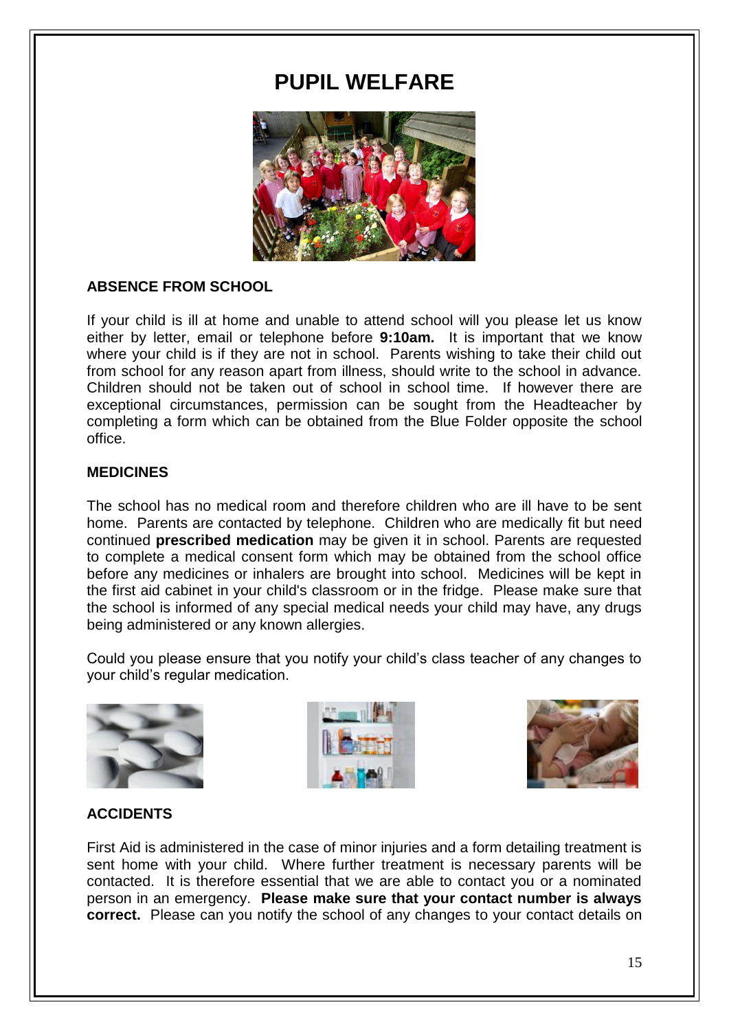# PUPIL WELFARE

## ABSENCE FROM SCHOOL

If your child is ill at home and unable to attend school will you please let us know either by letter, email or telephone before **9:10am.** It is important that we know where your child is if they are not in school. Parents wishing to take their child out from school for any reason apart from illness, should write to the school in advance. Children should not be taken out of school in school time. If however there are exceptional circumstances, permission can be sought from the Headteacher by completing a form which can be obtained from the Blue Folder opposite the school office.

## MEDICINES

The school has no medical room and therefore children who are ill have to be sent home. Parents are contacted by telephone. Children who are medically fit but need continued **prescribed medication** may be given it in school. Parents are requested to complete a medical consent form which may be obtained from the school office before any medicines or inhalers are brought into school. Medicines will be kept in the first aid cabinet in your child's classroom or in the fridge. Please make sure that the school is informed of any special medical needs your child may have, any drugs being administered or any known allergies.

Could you please ensure that you notify your child's class teacher of any changes to your child's regular medication.

## ACCIDENTS

First Aid is administered in the case of minor injuries and a form detailing treatment is sent home with your child. Where further treatment is necessary parents will be contacted. It is therefore essential that we are able to contact you or a nominated person in an emergency. **Please make sure that your contact number is always correct.** Please can you notify the school of any changes to your contact details on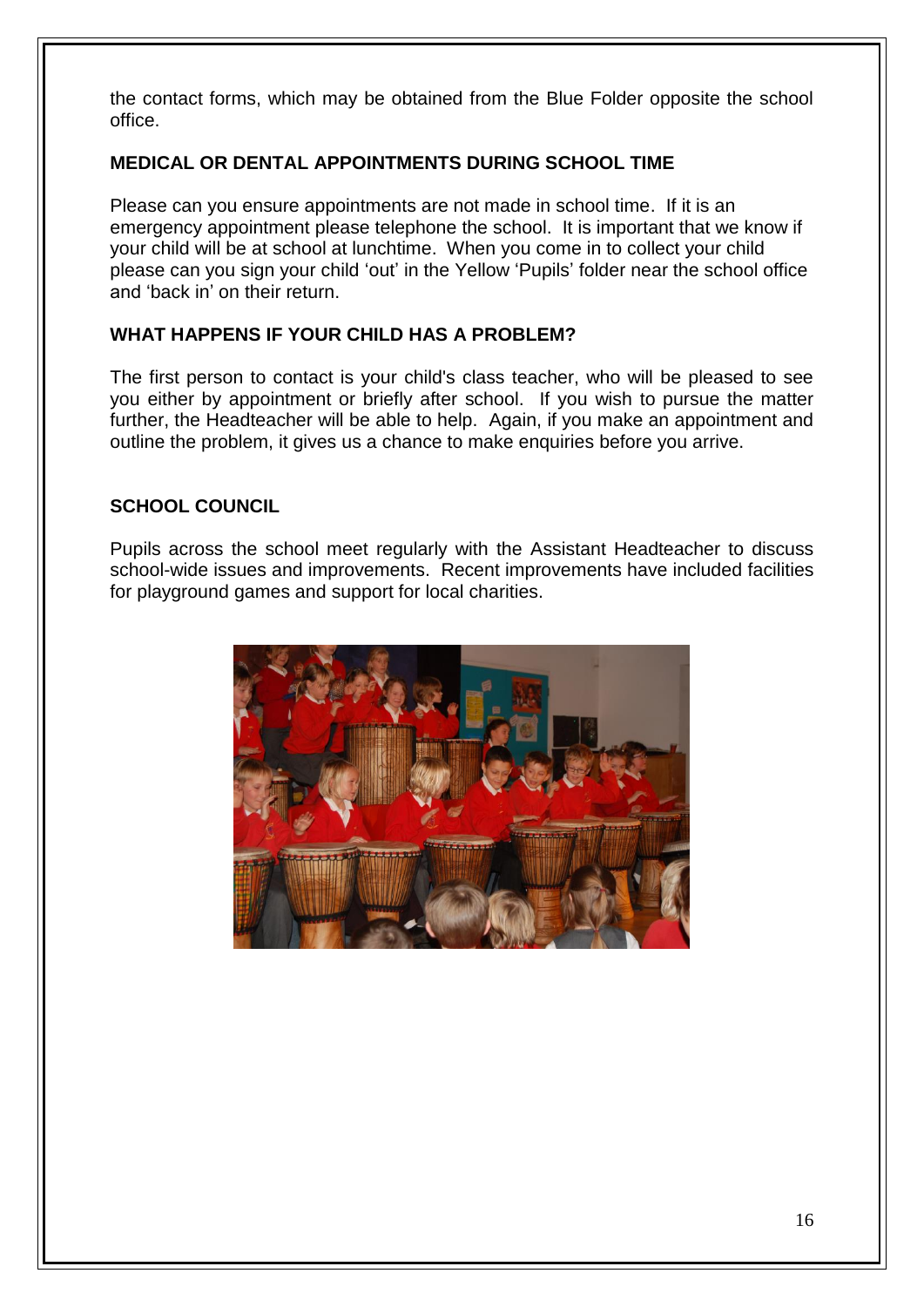the contact forms, which may be obtained from the Blue Folder opposite the school office.

## MEDICAL OR DENTAL APPOINTMENTS DURING SCHOOL TIME

Please can you ensure appointments are not made in school time. If it is an emergency appointment please telephone the school. It is important that we know if your child will be at school at lunchtime. When you come in to collect your child please can you sign your child 'out' in the Yellow 'Pupils' folder near the school office and 'back in' on their return.

## WHAT HAPPENS IF YOUR CHILD HAS A PROBLEM?

The first person to contact is your child's class teacher, who will be pleased to see you either by appointment or briefly after school. If you wish to pursue the matter further, the Headteacher will be able to help. Again, if you make an appointment and outline the problem, it gives us a chance to make enquiries before you arrive.

## SCHOOL COUNCIL

Pupils across the school meet regularly with the Assistant Headteacher to discuss school-wide issues and improvements. Recent improvements have included facilities for playground games and support for local charities.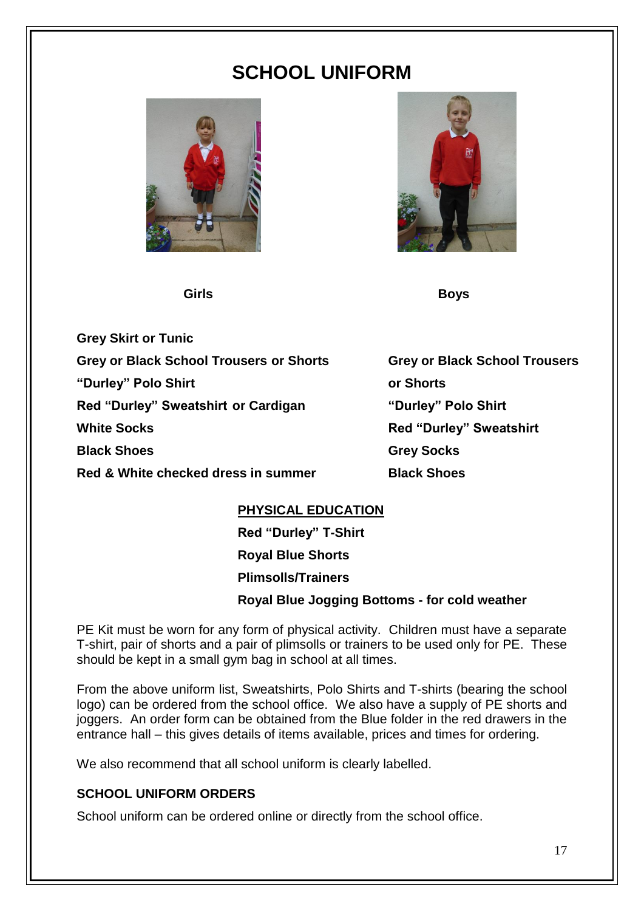# SCHOOL UNIFORM

**Girls**

**Grey Skirt or Tunic**
**Grey or Black School Trousers or Shorts**
**"Durley" Polo Shirt**
**Red "Durley" Sweatshirt or Cardigan**
**White Socks**
**Black Shoes**
**Red & White checked dress in summer**

**Boys**

**Grey or Black School Trousers or Shorts**
**"Durley" Polo Shirt**
**Red "Durley" Sweatshirt**
**Grey Socks**
**Black Shoes**

**PHYSICAL EDUCATION**

**Red "Durley" T-Shirt**
**Royal Blue Shorts**
**Plimsolls/Trainers**
**Royal Blue Jogging Bottoms - for cold weather**

PE Kit must be worn for any form of physical activity. Children must have a separate T-shirt, pair of shorts and a pair of plimsolls or trainers to be used only for PE. These should be kept in a small gym bag in school at all times.

From the above uniform list, Sweatshirts, Polo Shirts and T-shirts (bearing the school logo) can be ordered from the school office. We also have a supply of PE shorts and joggers. An order form can be obtained from the Blue folder in the red drawers in the entrance hall – this gives details of items available, prices and times for ordering.

We also recommend that all school uniform is clearly labelled.

**SCHOOL UNIFORM ORDERS**

School uniform can be ordered online or directly from the school office.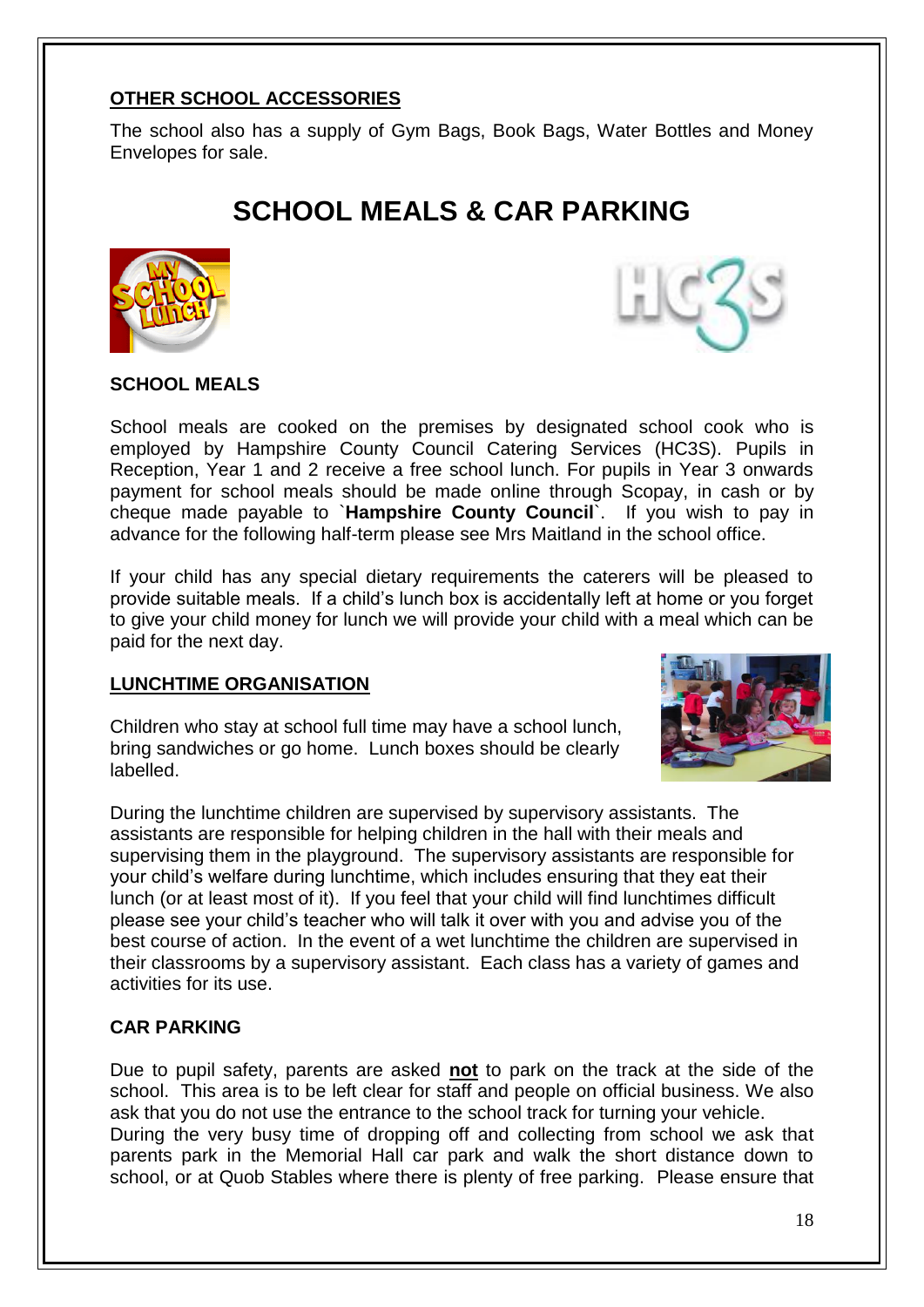## OTHER SCHOOL ACCESSORIES

The school also has a supply of Gym Bags, Book Bags, Water Bottles and Money Envelopes for sale.

# SCHOOL MEALS & CAR PARKING

### SCHOOL MEALS

School meals are cooked on the premises by designated school cook who is employed by Hampshire County Council Catering Services (HC3S). Pupils in Reception, Year 1 and 2 receive a free school lunch. For pupils in Year 3 onwards payment for school meals should be made online through Scopay, in cash or by cheque made payable to `**Hampshire County Council**`. If you wish to pay in advance for the following half-term please see Mrs Maitland in the school office.

If your child has any special dietary requirements the caterers will be pleased to provide suitable meals. If a child's lunch box is accidentally left at home or you forget to give your child money for lunch we will provide your child with a meal which can be paid for the next day.

## LUNCHTIME ORGANISATION

Children who stay at school full time may have a school lunch, bring sandwiches or go home. Lunch boxes should be clearly labelled.

During the lunchtime children are supervised by supervisory assistants. The assistants are responsible for helping children in the hall with their meals and supervising them in the playground. The supervisory assistants are responsible for your child's welfare during lunchtime, which includes ensuring that they eat their lunch (or at least most of it). If you feel that your child will find lunchtimes difficult please see your child's teacher who will talk it over with you and advise you of the best course of action. In the event of a wet lunchtime the children are supervised in their classrooms by a supervisory assistant. Each class has a variety of games and activities for its use.

### CAR PARKING

Due to pupil safety, parents are asked **not** to park on the track at the side of the school. This area is to be left clear for staff and people on official business. We also ask that you do not use the entrance to the school track for turning your vehicle.
During the very busy time of dropping off and collecting from school we ask that parents park in the Memorial Hall car park and walk the short distance down to school, or at Quob Stables where there is plenty of free parking. Please ensure that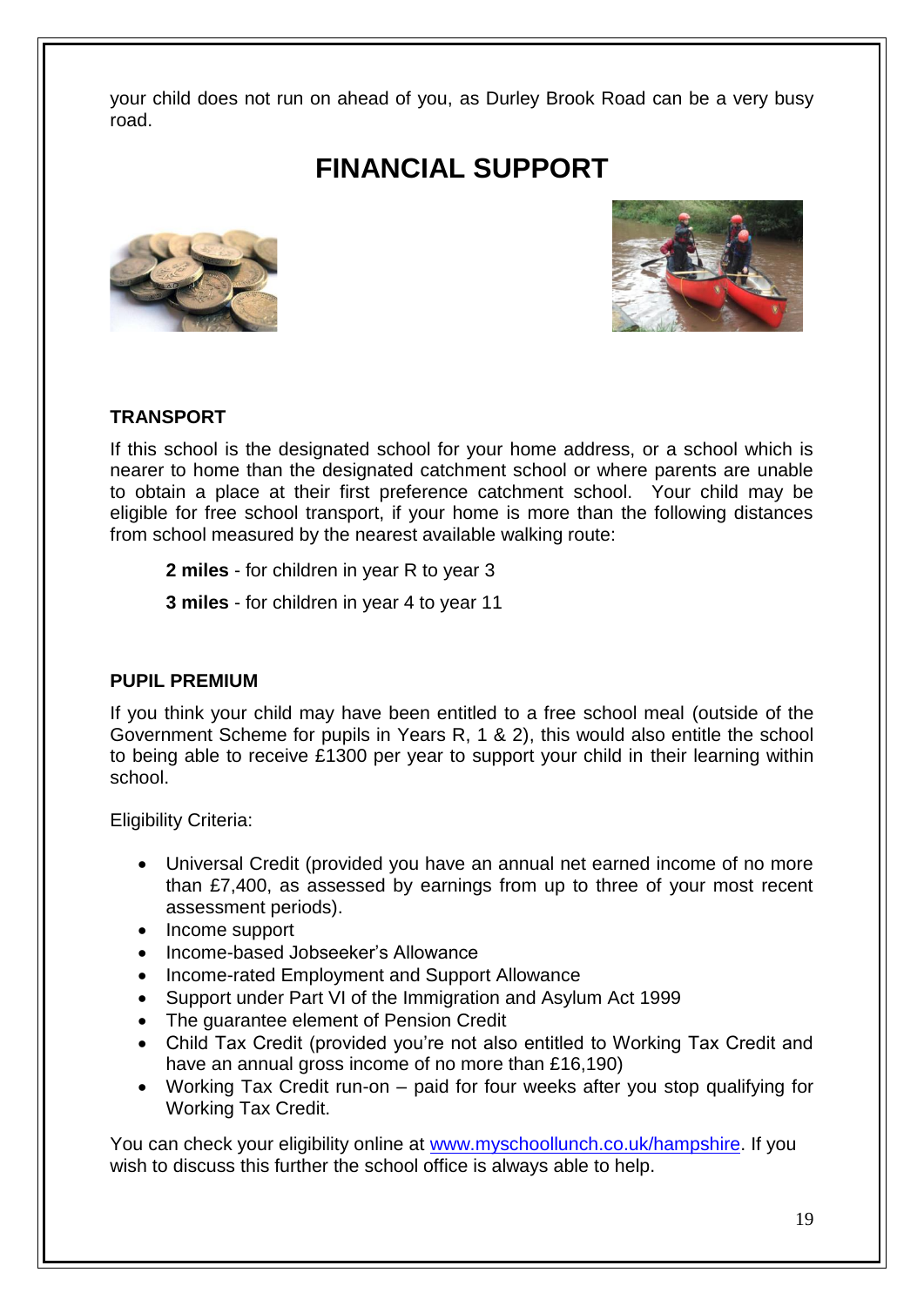your child does not run on ahead of you, as Durley Brook Road can be a very busy road.

# FINANCIAL SUPPORT

### TRANSPORT

If this school is the designated school for your home address, or a school which is nearer to home than the designated catchment school or where parents are unable to obtain a place at their first preference catchment school. Your child may be eligible for free school transport, if your home is more than the following distances from school measured by the nearest available walking route:

**2 miles** - for children in year R to year 3

**3 miles** - for children in year 4 to year 11

### PUPIL PREMIUM

If you think your child may have been entitled to a free school meal (outside of the Government Scheme for pupils in Years R, 1 & 2), this would also entitle the school to being able to receive £1300 per year to support your child in their learning within school.

Eligibility Criteria:

- Universal Credit (provided you have an annual net earned income of no more than £7,400, as assessed by earnings from up to three of your most recent assessment periods).
- Income support
- Income-based Jobseeker's Allowance
- Income-rated Employment and Support Allowance
- Support under Part VI of the Immigration and Asylum Act 1999
- The guarantee element of Pension Credit
- Child Tax Credit (provided you're not also entitled to Working Tax Credit and have an annual gross income of no more than £16,190)
- Working Tax Credit run-on – paid for four weeks after you stop qualifying for Working Tax Credit.

You can check your eligibility online at [www.myschoollunch.co.uk/hampshire](www.myschoollunch.co.uk/hampshire). If you wish to discuss this further the school office is always able to help.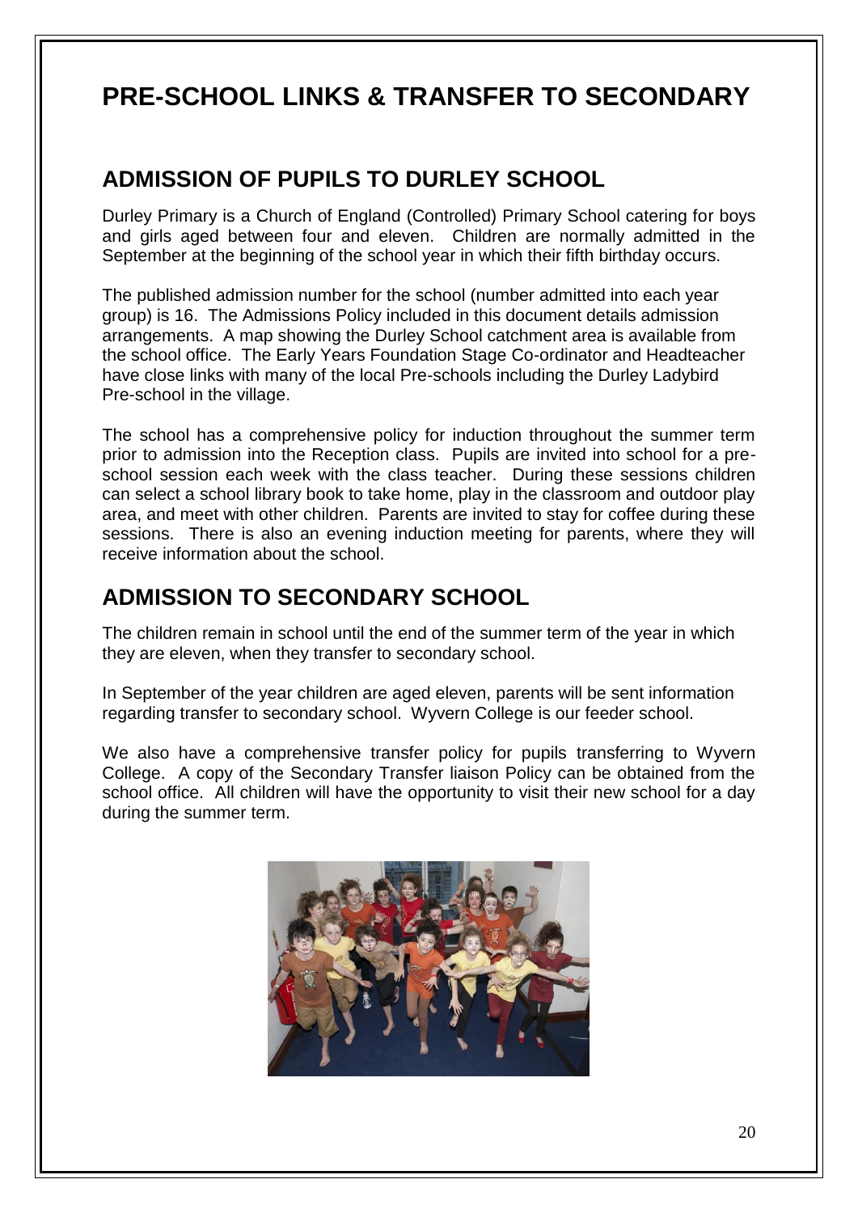# PRE-SCHOOL LINKS & TRANSFER TO SECONDARY

## ADMISSION OF PUPILS TO DURLEY SCHOOL

Durley Primary is a Church of England (Controlled) Primary School catering for boys and girls aged between four and eleven. Children are normally admitted in the September at the beginning of the school year in which their fifth birthday occurs.

The published admission number for the school (number admitted into each year group) is 16. The Admissions Policy included in this document details admission arrangements. A map showing the Durley School catchment area is available from the school office. The Early Years Foundation Stage Co-ordinator and Headteacher have close links with many of the local Pre-schools including the Durley Ladybird Pre-school in the village.

The school has a comprehensive policy for induction throughout the summer term prior to admission into the Reception class. Pupils are invited into school for a pre-school session each week with the class teacher. During these sessions children can select a school library book to take home, play in the classroom and outdoor play area, and meet with other children. Parents are invited to stay for coffee during these sessions. There is also an evening induction meeting for parents, where they will receive information about the school.

## ADMISSION TO SECONDARY SCHOOL

The children remain in school until the end of the summer term of the year in which they are eleven, when they transfer to secondary school.

In September of the year children are aged eleven, parents will be sent information regarding transfer to secondary school. Wyvern College is our feeder school.

We also have a comprehensive transfer policy for pupils transferring to Wyvern College. A copy of the Secondary Transfer liaison Policy can be obtained from the school office. All children will have the opportunity to visit their new school for a day during the summer term.